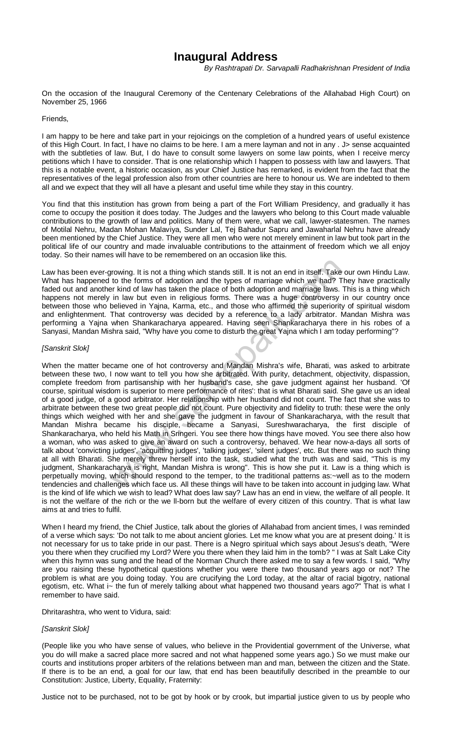# Inaugural Address

*By Rashtrapati Dr. Sarvapalli Radhakrishnan President of India*

On the occasion of the Inaugural Ceremony of the Centenary Celebrations of the Allahabad High Court) on November 25, 1966

Friends,

I am happy to be here and take part in your rejoicings on the completion of a hundred years of useful existence of this High Court. In fact, I have no claims to be here. I am a mere layman and not in any . J> sense acquainted with the subtleties of law. But, I do have to consult some lawyers on some law points, when I receive mercy petitions which I have to consider. That is one relationship which I happen to possess with law and lawyers. That this is a notable event, a historic occasion, as your Chief Justice has remarked, is evident from the fact that the representatives of the legal profession also from other countries are here to honour us. We are indebted to them all and we expect that they will all have a plesant and useful time while they stay in this country.

You find that this institution has grown from being a part of the Fort William Presidency, and gradually it has come to occupy the position it does today. The Judges and the lawyers who belong to this Court made valuable contributions to the growth of law and politics. Many of them were, what we call, lawyer-statesmen. The names of Motilal Nehru, Madan Mohan Malaviya, Sunder Lal, Tej Bahadur Sapru and Jawaharlal Nehru have already been mentioned by the Chief Justice. They were all men who were not merely eminent in law but took part in the political life of our country and made invaluable contributions to the attainment of freedom which we all enjoy today. So their names will have to be remembered on an occasion like this.

Law has been ever-growing. It is not a thing which stands still. It is not an end in itself. Take our own Hindu Law. What has happened to the forms of adoption and the types of marriage which we had? They have practically faded out and another kind of law has taken the place of both adoption and marriage laws. This is a thing which happens not merely in law but even in religious forms. There was a huge controversy in our country once between those who believed in Yajna, Karma, etc., and those who affirmed the superiority of spiritual wisdom and enlightenment. That controversy was decided by a reference to a lady arbitrator. Mandan Mishra was performing a Yajna when Shankaracharya appeared. Having seen Shankaracharya there in his robes of a Sanyasi, Mandan Mishra said, "Why have you come to disturb the great Yajna which I am today performing"?

*[Sanskrit Slok]*

When the matter became one of hot controversy and Mandan Mishra's wife, Bharati, was asked to arbitrate between these two, I now want to tell you how she arbitrated. With purity, detachment, objectivity, dispassion, complete freedom from partisanship with her husband's case, she gave judgment against her husband. 'Of course, spiritual wisdom is superior to mere performance of rites': that is what Bharati said. She gave us an ideal of a good judge, of a good arbitrator. Her relationship with her husband did not count. The fact that she was to arbitrate between these two great people did not count. Pure objectivity and fidelity to truth: these were the only things which weighed with her and she gave the judgment in favour of Shankaracharya, with the result that Mandan Mishra became his disciple, became a Sanyasi, Sureshwaracharya, the first disciple of Shankaracharya, who held his Math in Sringeri. You see there how things have moved. You see there also how a woman, who was asked to give an award on such a controversy, behaved. We hear now-a-days all sorts of talk about 'convicting judges', 'acquitting judges', 'talking judges', 'silent judges', etc. But there was no such thing at all with Bharati. She merely threw herself into the task, studied what the truth was and said, "This is my judgment, Shankaracharya is right, Mandan Mishra is wrong". This is how she put it. Law is a thing which is perpetually moving, which should respond to the temper, to the traditional patterns as:~well as to the modern tendencies and challenges which face us. All these things will have to be taken into account in judging law. What is the kind of life which we wish to lead? What does law say? Law has an end in view, the welfare of all people. It is not the welfare of the rich or the we ll-born but the welfare of every citizen of this country. That is what law aims at and tries to fulfil.

When I heard my friend, the Chief Justice, talk about the glories of Allahabad from ancient times, I was reminded of a verse which says: 'Do not talk to me about ancient glories. Let me know what you are at present doing.' It is not necessary for us to take pride in our past. There is a Negro spiritual which says about Jesus's death, "Were you there when they crucified my Lord? Were you there when they laid him in the tomb? " I was at Salt Lake City when this hymn was sung and the head of the Norman Church there asked me to say a few words. I said, "Why are you raising these hypothetical questions whether you were there two thousand years ago or not? The problem is what are you doing today. You are crucifying the Lord today, at the altar of racial bigotry, national egotism, etc. What i~ the fun of merely talking about what happened two thousand years ago?" That is what I remember to have said.

Dhritarashtra, who went to Vidura, said:

*[Sanskrit Slok]*

(People like you who have sense of values, who believe in the Providential government of the Universe, what you do will make a sacred place more sacred and not what happened some years ago.) So we must make our courts and institutions proper arbiters of the relations between man and man, between the citizen and the State. If there is to be an end, a goal for our law, that end has been beautifully described in the preamble to our Constitution: Justice, Liberty, Equality, Fraternity:

Justice not to be purchased, not to be got by hook or by crook, but impartial justice given to us by people who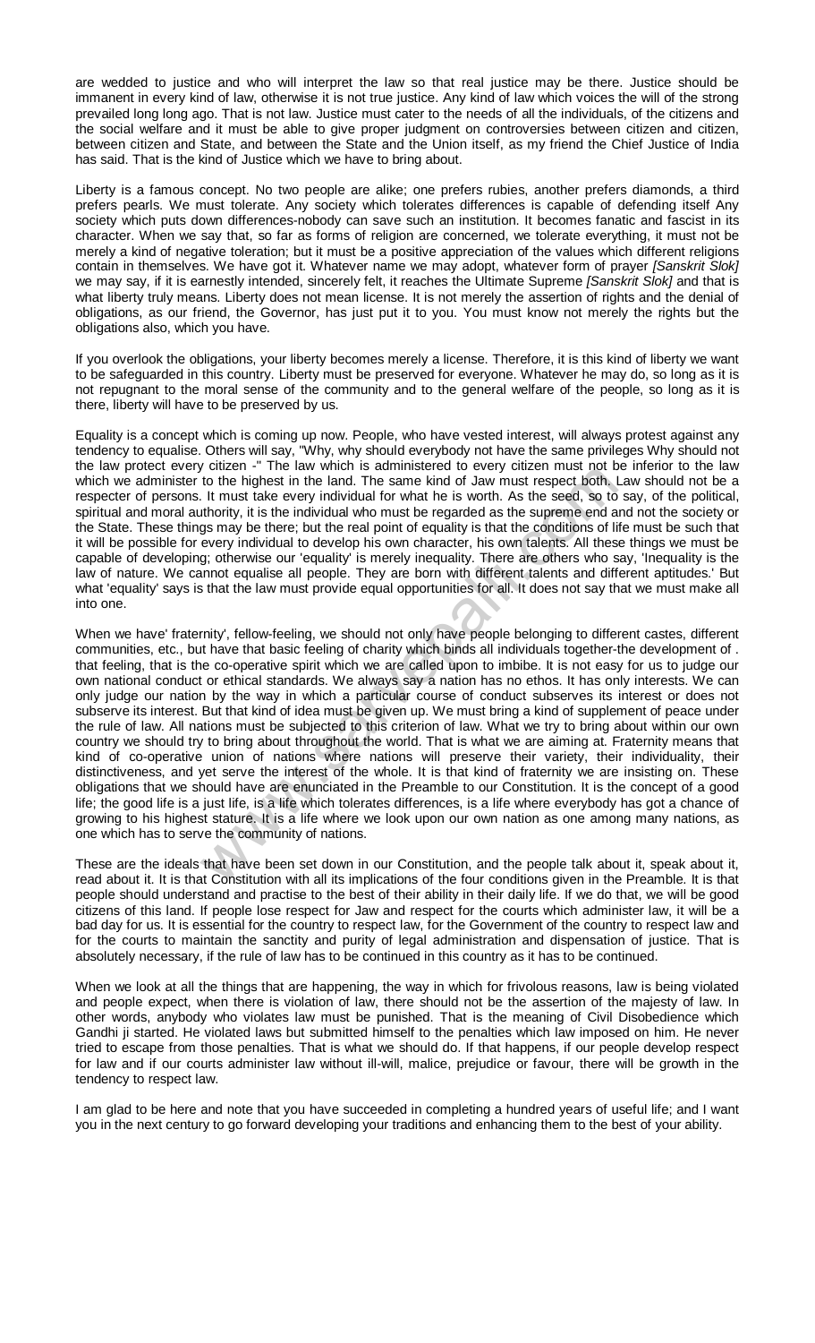are wedded to justice and who will interpret the law so that real justice may be there. Justice should be immanent in every kind of law, otherwise it is not true justice. Any kind of law which voices the will of the strong prevailed long long ago. That is not law. Justice must cater to the needs of all the individuals, of the citizens and the social welfare and it must be able to give proper judgment on controversies between citizen and citizen, between citizen and State, and between the State and the Union itself, as my friend the Chief Justice of India has said. That is the kind of Justice which we have to bring about.

Liberty is a famous concept. No two people are alike; one prefers rubies, another prefers diamonds, a third prefers pearls. We must tolerate. Any society which tolerates differences is capable of defending itself Any society which puts down differences-nobody can save such an institution. It becomes fanatic and fascist in its character. When we say that, so far as forms of religion are concerned, we tolerate everything, it must not be merely a kind of negative toleration; but it must be a positive appreciation of the values which different religions contain in themselves. We have got it. Whatever name we may adopt, whatever form of prayer *[Sanskrit Slok]* we may say, if it is earnestly intended, sincerely felt, it reaches the Ultimate Supreme *[Sanskrit Slok]* and that is what liberty truly means. Liberty does not mean license. It is not merely the assertion of rights and the denial of obligations, as our friend, the Governor, has just put it to you. You must know not merely the rights but the obligations also, which you have.

If you overlook the obligations, your liberty becomes merely a license. Therefore, it is this kind of liberty we want to be safeguarded in this country. Liberty must be preserved for everyone. Whatever he may do, so long as it is not repugnant to the moral sense of the community and to the general welfare of the people, so long as it is there, liberty will have to be preserved by us.

Equality is a concept which is coming up now. People, who have vested interest, will always protest against any tendency to equalise. Others will say, "Why, why should everybody not have the same privileges Why should not the law protect every citizen -" The law which is administered to every citizen must not be inferior to the law which we administer to the highest in the land. The same kind of Jaw must respect both. Law should not be a respecter of persons. It must take every individual for what he is worth. As the seed, so to say, of the political, spiritual and moral authority, it is the individual who must be regarded as the supreme end and not the society or the State. These things may be there; but the real point of equality is that the conditions of life must be such that it will be possible for every individual to develop his own character, his own talents. All these things we must be capable of developing; otherwise our 'equality' is merely inequality. There are others who say, 'Inequality is the law of nature. We cannot equalise all people. They are born with different talents and different aptitudes.' But what 'equality' says is that the law must provide equal opportunities for all. It does not say that we must make all into one.

When we have' fraternity', fellow-feeling, we should not only have people belonging to different castes, different communities, etc., but have that basic feeling of charity which binds all individuals together-the development of . that feeling, that is the co-operative spirit which we are called upon to imbibe. It is not easy for us to judge our own national conduct or ethical standards. We always say a nation has no ethos. It has only interests. We can only judge our nation by the way in which a particular course of conduct subserves its interest or does not subserve its interest. But that kind of idea must be given up. We must bring a kind of supplement of peace under the rule of law. All nations must be subjected to this criterion of law. What we try to bring about within our own country we should try to bring about throughout the world. That is what we are aiming at. Fraternity means that kind of co-operative union of nations where nations will preserve their variety, their individuality, their distinctiveness, and yet serve the interest of the whole. It is that kind of fraternity we are insisting on. These obligations that we should have are enunciated in the Preamble to our Constitution. It is the concept of a good life; the good life is a just life, is a life which tolerates differences, is a life where everybody has got a chance of growing to his highest stature. It is a life where we look upon our own nation as one among many nations, as one which has to serve the community of nations.

These are the ideals that have been set down in our Constitution, and the people talk about it, speak about it, read about it. It is that Constitution with all its implications of the four conditions given in the Preamble. It is that people should understand and practise to the best of their ability in their daily life. If we do that, we will be good citizens of this land. If people lose respect for Jaw and respect for the courts which administer law, it will be a bad day for us. It is essential for the country to respect law, for the Government of the country to respect law and for the courts to maintain the sanctity and purity of legal administration and dispensation of justice. That is absolutely necessary, if the rule of law has to be continued in this country as it has to be continued.

When we look at all the things that are happening, the way in which for frivolous reasons, law is being violated and people expect, when there is violation of law, there should not be the assertion of the majesty of law. In other words, anybody who violates law must be punished. That is the meaning of Civil Disobedience which Gandhi ji started. He violated laws but submitted himself to the penalties which law imposed on him. He never tried to escape from those penalties. That is what we should do. If that happens, if our people develop respect for law and if our courts administer law without ill-will, malice, prejudice or favour, there will be growth in the tendency to respect law.

I am glad to be here and note that you have succeeded in completing a hundred years of useful life; and I want you in the next century to go forward developing your traditions and enhancing them to the best of your ability.